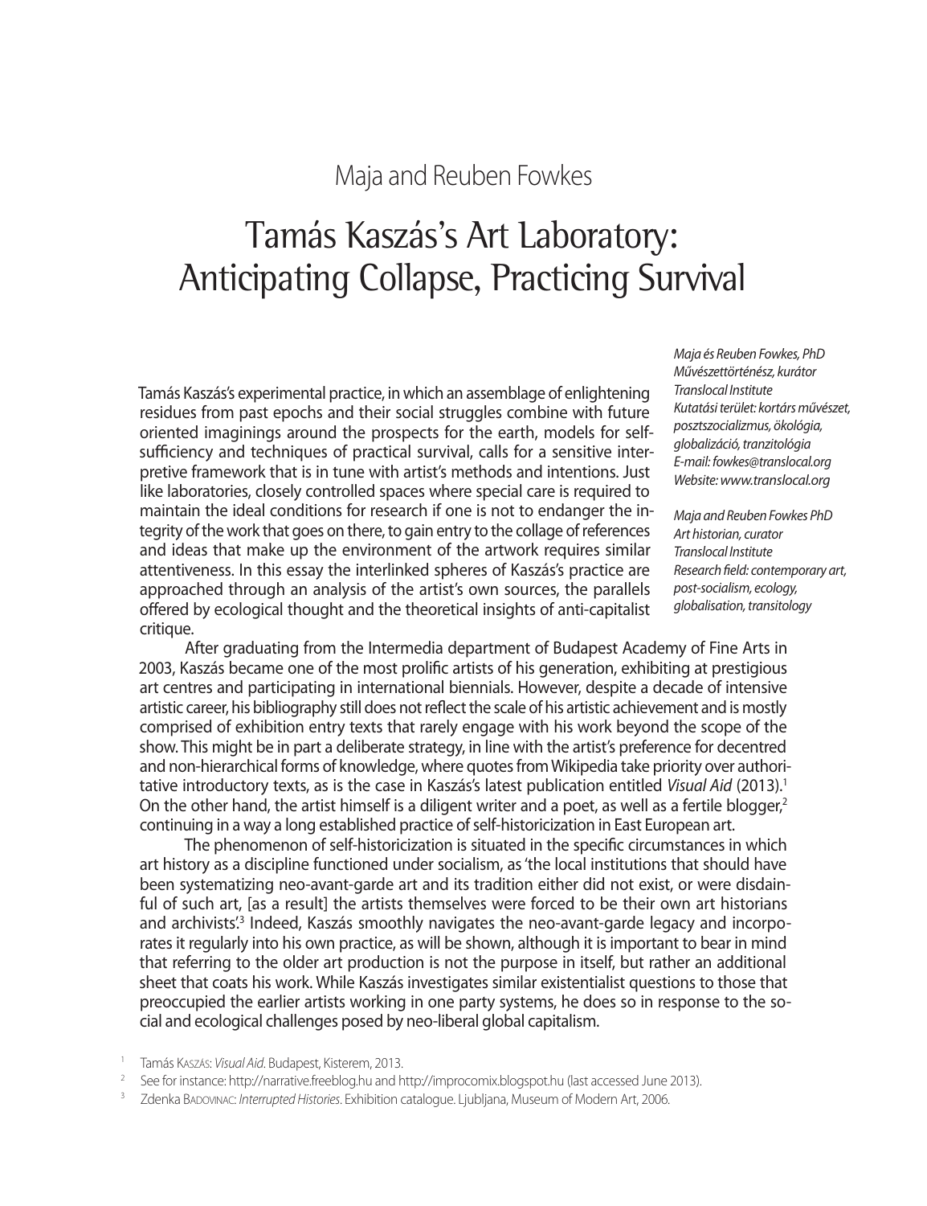Maja and Reuben Fowkes

# Tamás Kaszás's Art Laboratory: Anticipating Collapse, Practicing Survival

*Maja és Reuben Fowkes, PhD*
*Művészettörténész, kurátor*
*Translocal Institute*
*Kutatási terület: kortárs művészet, posztszocializmus, ökológia, globalizáció, tranzitológia*
*E-mail: fowkes@translocal.org*
*Website: www.translocal.org*

*Maja and Reuben Fowkes PhD*
*Art historian, curator*
*Translocal Institute*
*Research field: contemporary art, post-socialism, ecology, globalisation, transitology*

Tamás Kaszás's experimental practice, in which an assemblage of enlightening residues from past epochs and their social struggles combine with future oriented imaginings around the prospects for the earth, models for self-sufficiency and techniques of practical survival, calls for a sensitive interpretive framework that is in tune with artist's methods and intentions. Just like laboratories, closely controlled spaces where special care is required to maintain the ideal conditions for research if one is not to endanger the integrity of the work that goes on there, to gain entry to the collage of references and ideas that make up the environment of the artwork requires similar attentiveness. In this essay the interlinked spheres of Kaszás's practice are approached through an analysis of the artist's own sources, the parallels offered by ecological thought and the theoretical insights of anti-capitalist critique.

After graduating from the Intermedia department of Budapest Academy of Fine Arts in 2003, Kaszás became one of the most prolific artists of his generation, exhibiting at prestigious art centres and participating in international biennials. However, despite a decade of intensive artistic career, his bibliography still does not reflect the scale of his artistic achievement and is mostly comprised of exhibition entry texts that rarely engage with his work beyond the scope of the show. This might be in part a deliberate strategy, in line with the artist's preference for decentred and non-hierarchical forms of knowledge, where quotes from Wikipedia take priority over authoritative introductory texts, as is the case in Kaszás's latest publication entitled *Visual Aid* (2013).[1] On the other hand, the artist himself is a diligent writer and a poet, as well as a fertile blogger,[2] continuing in a way a long established practice of self-historicization in East European art.

The phenomenon of self-historicization is situated in the specific circumstances in which art history as a discipline functioned under socialism, as 'the local institutions that should have been systematizing neo-avant-garde art and its tradition either did not exist, or were disdainful of such art, [as a result] the artists themselves were forced to be their own art historians and archivists'.[3] Indeed, Kaszás smoothly navigates the neo-avant-garde legacy and incorporates it regularly into his own practice, as will be shown, although it is important to bear in mind that referring to the older art production is not the purpose in itself, but rather an additional sheet that coats his work. While Kaszás investigates similar existentialist questions to those that preoccupied the earlier artists working in one party systems, he does so in response to the social and ecological challenges posed by neo-liberal global capitalism.

[1] Tamás Kaszás: *Visual Aid*. Budapest, Kisterem, 2013.

[2] See for instance: http://narrative.freeblog.hu and http://improcomix.blogspot.hu (last accessed June 2013).

[3] Zdenka Badovinac: *Interrupted Histories*. Exhibition catalogue. Ljubljana, Museum of Modern Art, 2006.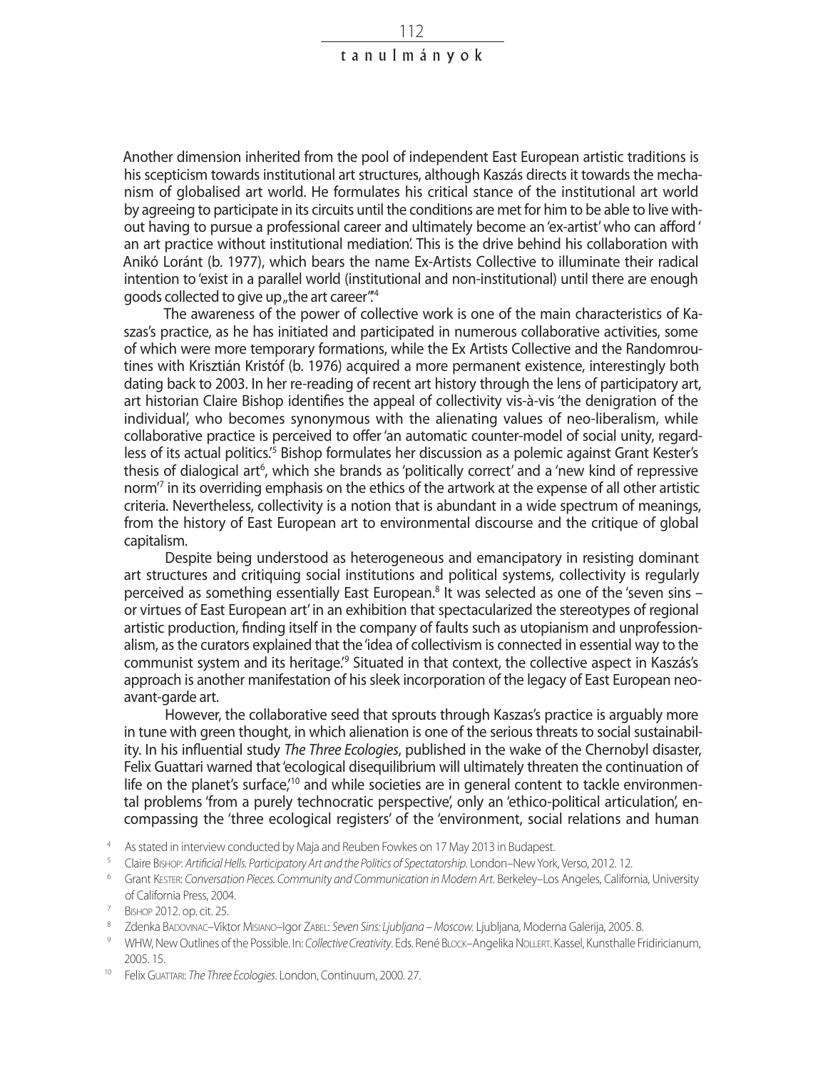Another dimension inherited from the pool of independent East European artistic traditions is his scepticism towards institutional art structures, although Kaszás directs it towards the mechanism of globalised art world. He formulates his critical stance of the institutional art world by agreeing to participate in its circuits until the conditions are met for him to be able to live without having to pursue a professional career and ultimately become an 'ex-artist' who can afford ' an art practice without institutional mediation'. This is the drive behind his collaboration with Anikó Loránt (b. 1977), which bears the name Ex-Artists Collective to illuminate their radical intention to 'exist in a parallel world (institutional and non-institutional) until there are enough goods collected to give up „the art career"'.[4]

The awareness of the power of collective work is one of the main characteristics of Kaszas's practice, as he has initiated and participated in numerous collaborative activities, some of which were more temporary formations, while the Ex Artists Collective and the Randomroutines with Krisztián Kristóf (b. 1976) acquired a more permanent existence, interestingly both dating back to 2003. In her re-reading of recent art history through the lens of participatory art, art historian Claire Bishop identifies the appeal of collectivity vis-à-vis 'the denigration of the individual', who becomes synonymous with the alienating values of neo-liberalism, while collaborative practice is perceived to offer 'an automatic counter-model of social unity, regardless of its actual politics.'[5] Bishop formulates her discussion as a polemic against Grant Kester's thesis of dialogical art[6], which she brands as 'politically correct' and a 'new kind of repressive norm'[7] in its overriding emphasis on the ethics of the artwork at the expense of all other artistic criteria. Nevertheless, collectivity is a notion that is abundant in a wide spectrum of meanings, from the history of East European art to environmental discourse and the critique of global capitalism.

Despite being understood as heterogeneous and emancipatory in resisting dominant art structures and critiquing social institutions and political systems, collectivity is regularly perceived as something essentially East European.[8] It was selected as one of the 'seven sins – or virtues of East European art' in an exhibition that spectacularized the stereotypes of regional artistic production, finding itself in the company of faults such as utopianism and unprofessionalism, as the curators explained that the 'idea of collectivism is connected in essential way to the communist system and its heritage.'[9] Situated in that context, the collective aspect in Kaszás's approach is another manifestation of his sleek incorporation of the legacy of East European neo-avant-garde art.

However, the collaborative seed that sprouts through Kaszas's practice is arguably more in tune with green thought, in which alienation is one of the serious threats to social sustainability. In his influential study *The Three Ecologies*, published in the wake of the Chernobyl disaster, Felix Guattari warned that 'ecological disequilibrium will ultimately threaten the continuation of life on the planet's surface,'[10] and while societies are in general content to tackle environmental problems 'from a purely technocratic perspective', only an 'ethico-political articulation', encompassing the 'three ecological registers' of the 'environment, social relations and human

---

[4] As stated in interview conducted by Maja and Reuben Fowkes on 17 May 2013 in Budapest.

[5] Claire Bishop: *Artificial Hells. Participatory Art and the Politics of Spectatorship*. London–New York, Verso, 2012. 12.

[6] Grant Kester: *Conversation Pieces. Community and Communication in Modern Art*. Berkeley–Los Angeles, California, University of California Press, 2004.

[7] Bishop 2012. op. cit. 25.

[8] Zdenka Badovinac–Viktor Misiano–Igor Zabel: *Seven Sins: Ljubljana – Moscow.* Ljubljana, Moderna Galerija, 2005. 8.

[9] WHW, New Outlines of the Possible. In: *Collective Creativity*. Eds. René Block–Angelika Nollert. Kassel, Kunsthalle Fridiricianum, 2005. 15.

[10] Felix Guattari: *The Three Ecologies*. London, Continuum, 2000. 27.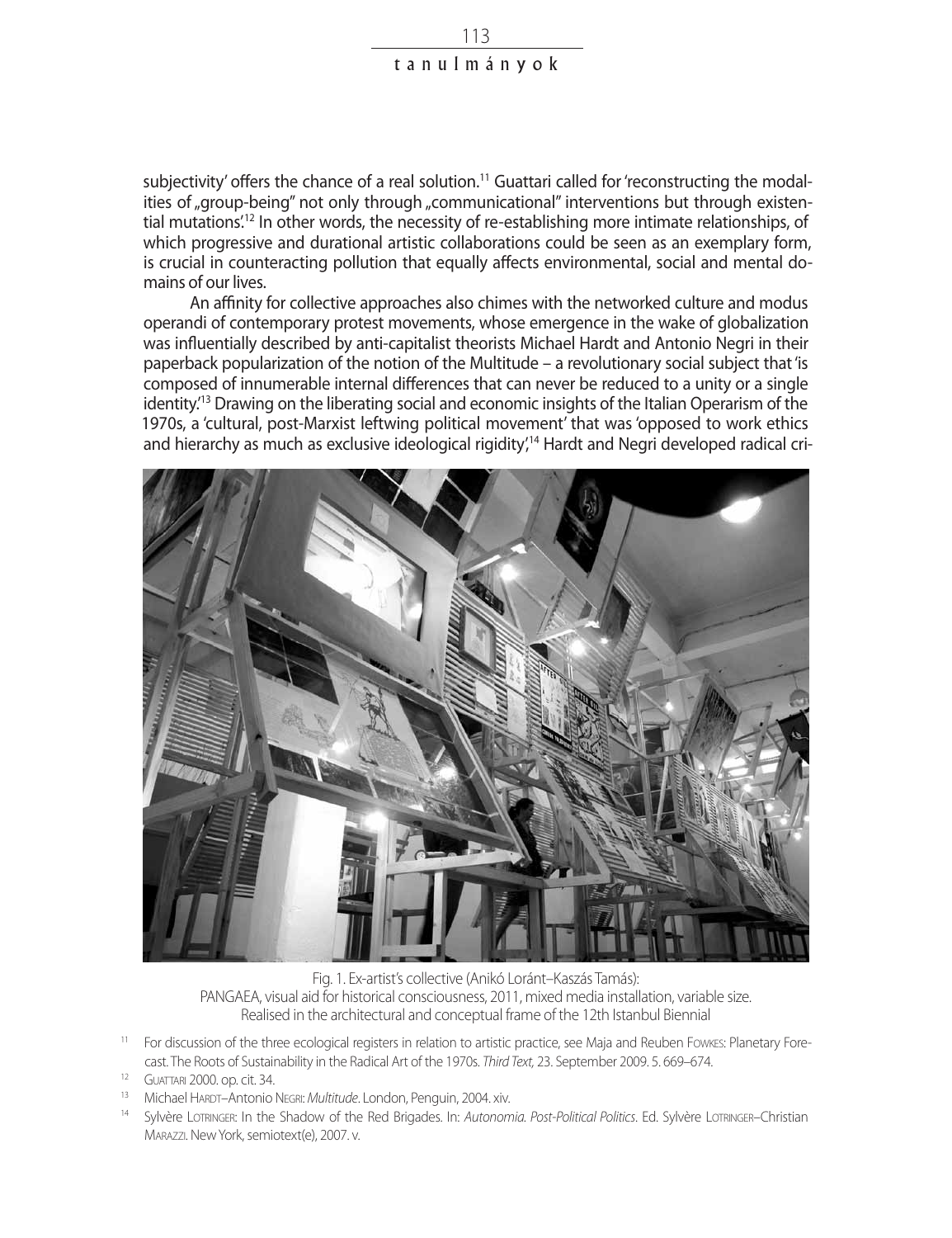subjectivity' offers the chance of a real solution.[11] Guattari called for 'reconstructing the modalities of „group-being" not only through „communicational" interventions but through existential mutations'.[12] In other words, the necessity of re-establishing more intimate relationships, of which progressive and durational artistic collaborations could be seen as an exemplary form, is crucial in counteracting pollution that equally affects environmental, social and mental domains of our lives.

An affinity for collective approaches also chimes with the networked culture and modus operandi of contemporary protest movements, whose emergence in the wake of globalization was influentially described by anti-capitalist theorists Michael Hardt and Antonio Negri in their paperback popularization of the notion of the Multitude – a revolutionary social subject that 'is composed of innumerable internal differences that can never be reduced to a unity or a single identity.'[13] Drawing on the liberating social and economic insights of the Italian Operarism of the 1970s, a 'cultural, post-Marxist leftwing political movement' that was 'opposed to work ethics and hierarchy as much as exclusive ideological rigidity',[14] Hardt and Negri developed radical cri-

Fig. 1. Ex-artist's collective (Anikó Loránt–Kaszás Tamás):
PANGAEA, visual aid for historical consciousness, 2011, mixed media installation, variable size.
Realised in the architectural and conceptual frame of the 12th Istanbul Biennial

[11] For discussion of the three ecological registers in relation to artistic practice, see Maja and Reuben Fowkes: Planetary Forecast. The Roots of Sustainability in the Radical Art of the 1970s. *Third Text,* 23. September 2009. 5. 669–674.

[12] Guattari 2000. op. cit. 34.

[13] Michael Hardt–Antonio Negri: *Multitude*. London, Penguin, 2004. xiv.

[14] Sylvère Lotringer: In the Shadow of the Red Brigades. In: *Autonomia. Post-Political Politics*. Ed. Sylvère Lotringer–Christian Marazzi. New York, semiotext(e), 2007. v.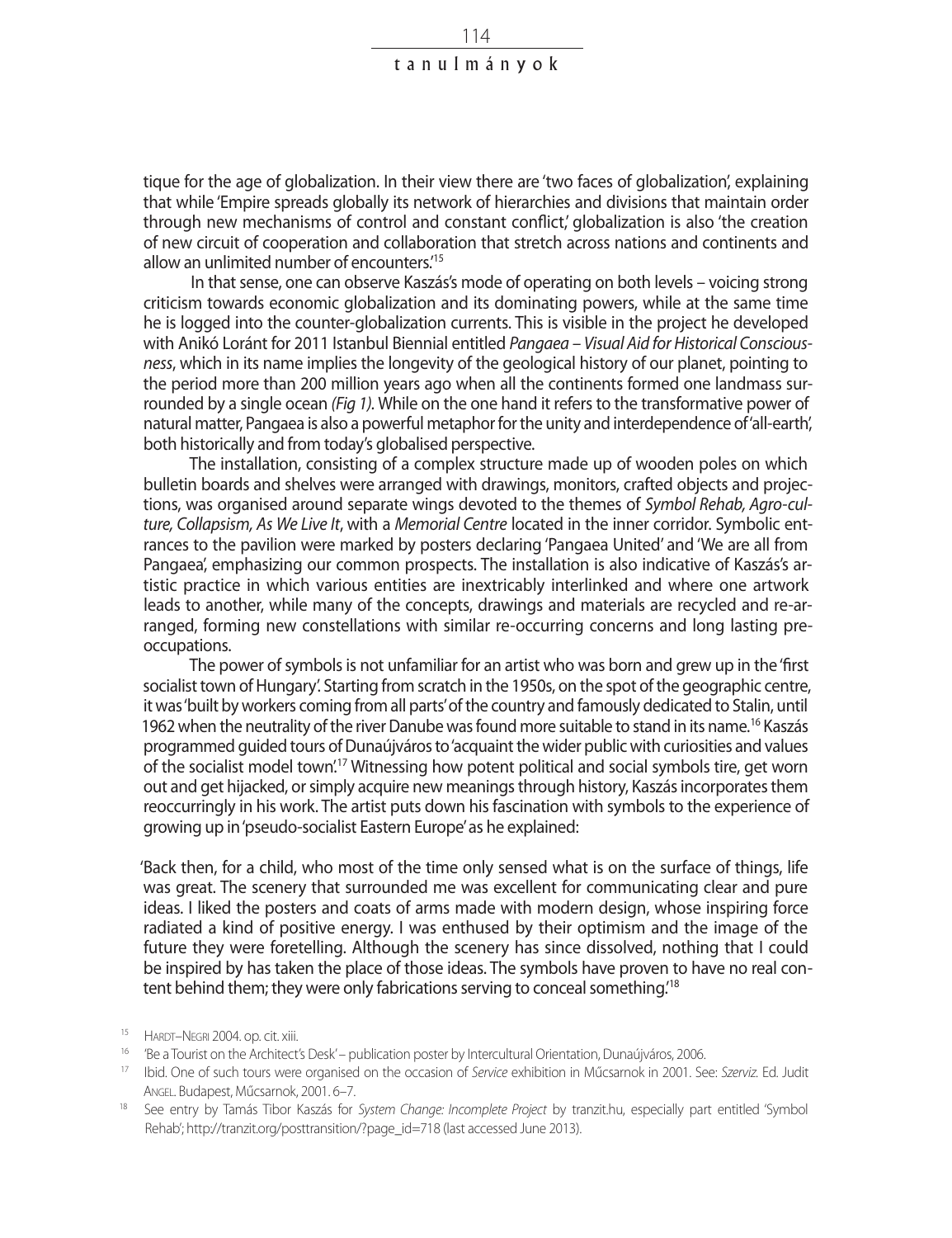tique for the age of globalization. In their view there are 'two faces of globalization', explaining that while 'Empire spreads globally its network of hierarchies and divisions that maintain order through new mechanisms of control and constant conflict,' globalization is also 'the creation of new circuit of cooperation and collaboration that stretch across nations and continents and allow an unlimited number of encounters.'[15]

In that sense, one can observe Kaszás's mode of operating on both levels – voicing strong criticism towards economic globalization and its dominating powers, while at the same time he is logged into the counter-globalization currents. This is visible in the project he developed with Anikó Lóránt for 2011 Istanbul Biennial entitled *Pangaea – Visual Aid for Historical Consciousness*, which in its name implies the longevity of the geological history of our planet, pointing to the period more than 200 million years ago when all the continents formed one landmass surrounded by a single ocean *(Fig 1)*. While on the one hand it refers to the transformative power of natural matter, Pangaea is also a powerful metaphor for the unity and interdependence of 'all-earth', both historically and from today's globalised perspective.

The installation, consisting of a complex structure made up of wooden poles on which bulletin boards and shelves were arranged with drawings, monitors, crafted objects and projections, was organised around separate wings devoted to the themes of *Symbol Rehab, Agro-culture, Collapsism, As We Live It*, with a *Memorial Centre* located in the inner corridor. Symbolic entrances to the pavilion were marked by posters declaring 'Pangaea United' and 'We are all from Pangaea', emphasizing our common prospects. The installation is also indicative of Kaszás's artistic practice in which various entities are inextricably interlinked and where one artwork leads to another, while many of the concepts, drawings and materials are recycled and re-arranged, forming new constellations with similar re-occurring concerns and long lasting preoccupations.

The power of symbols is not unfamiliar for an artist who was born and grew up in the 'first socialist town of Hungary'. Starting from scratch in the 1950s, on the spot of the geographic centre, it was 'built by workers coming from all parts' of the country and famously dedicated to Stalin, until 1962 when the neutrality of the river Danube was found more suitable to stand in its name.[16] Kaszás programmed guided tours of Dunaújváros to 'acquaint the wider public with curiosities and values of the socialist model town'.[17] Witnessing how potent political and social symbols tire, get worn out and get hijacked, or simply acquire new meanings through history, Kaszás incorporates them reoccurringly in his work. The artist puts down his fascination with symbols to the experience of growing up in 'pseudo-socialist Eastern Europe' as he explained:

> 'Back then, for a child, who most of the time only sensed what is on the surface of things, life was great. The scenery that surrounded me was excellent for communicating clear and pure ideas. I liked the posters and coats of arms made with modern design, whose inspiring force radiated a kind of positive energy. I was enthused by their optimism and the image of the future they were foretelling. Although the scenery has since dissolved, nothing that I could be inspired by has taken the place of those ideas. The symbols have proven to have no real content behind them; they were only fabrications serving to conceal something.'[18]

---

[15] Hardt–Negri 2004. op. cit. xiii.

[16] 'Be a Tourist on the Architect's Desk' – publication poster by Intercultural Orientation, Dunaújváros, 2006.

[17] Ibid. One of such tours were organised on the occasion of *Service* exhibition in Műcsarnok in 2001. See: *Szerviz.* Ed. Judit Angel. Budapest, Műcsarnok, 2001. 6–7.

[18] See entry by Tamás Tibor Kaszás for *System Change: Incomplete Project* by tranzit.hu, especially part entitled 'Symbol Rehab'; http://tranzit.org/posttransition/?page_id=718 (last accessed June 2013).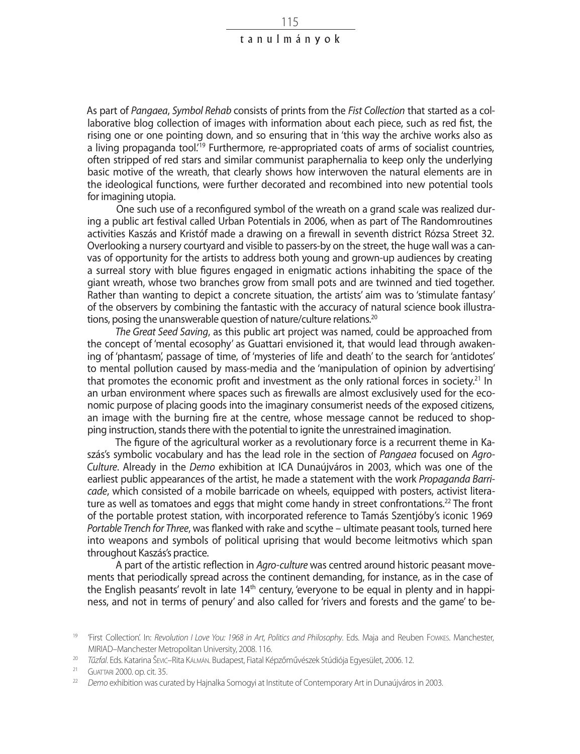As part of *Pangaea*, *Symbol Rehab* consists of prints from the *Fist Collection* that started as a collaborative blog collection of images with information about each piece, such as red fist, the rising one or one pointing down, and so ensuring that in 'this way the archive works also as a living propaganda tool.'[19] Furthermore, re-appropriated coats of arms of socialist countries, often stripped of red stars and similar communist paraphernalia to keep only the underlying basic motive of the wreath, that clearly shows how interwoven the natural elements are in the ideological functions, were further decorated and recombined into new potential tools for imagining utopia.

One such use of a reconfigured symbol of the wreath on a grand scale was realized during a public art festival called Urban Potentials in 2006, when as part of The Randomroutines activities Kaszás and Kristóf made a drawing on a firewall in seventh district Rózsa Street 32. Overlooking a nursery courtyard and visible to passers-by on the street, the huge wall was a canvas of opportunity for the artists to address both young and grown-up audiences by creating a surreal story with blue figures engaged in enigmatic actions inhabiting the space of the giant wreath, whose two branches grow from small pots and are twinned and tied together. Rather than wanting to depict a concrete situation, the artists' aim was to 'stimulate fantasy' of the observers by combining the fantastic with the accuracy of natural science book illustrations, posing the unanswerable question of nature/culture relations.[20]

*The Great Seed Saving*, as this public art project was named, could be approached from the concept of 'mental ecosophy' as Guattari envisioned it, that would lead through awakening of 'phantasm', passage of time, of 'mysteries of life and death' to the search for 'antidotes' to mental pollution caused by mass-media and the 'manipulation of opinion by advertising' that promotes the economic profit and investment as the only rational forces in society.[21] In an urban environment where spaces such as firewalls are almost exclusively used for the economic purpose of placing goods into the imaginary consumerist needs of the exposed citizens, an image with the burning fire at the centre, whose message cannot be reduced to shopping instruction, stands there with the potential to ignite the unrestrained imagination.

The figure of the agricultural worker as a revolutionary force is a recurrent theme in Kaszás's symbolic vocabulary and has the lead role in the section of *Pangaea* focused on *Agro-Culture*. Already in the *Demo* exhibition at ICA Dunaújváros in 2003, which was one of the earliest public appearances of the artist, he made a statement with the work *Propaganda Barricade*, which consisted of a mobile barricade on wheels, equipped with posters, activist literature as well as tomatoes and eggs that might come handy in street confrontations.[22] The front of the portable protest station, with incorporated reference to Tamás Szentjóby's iconic 1969 *Portable Trench for Three*, was flanked with rake and scythe – ultimate peasant tools, turned here into weapons and symbols of political uprising that would become leitmotivs which span throughout Kaszás's practice.

A part of the artistic reflection in *Agro-culture* was centred around historic peasant movements that periodically spread across the continent demanding, for instance, as in the case of the English peasants' revolt in late 14th century, 'everyone to be equal in plenty and in happiness, and not in terms of penury' and also called for 'rivers and forests and the game' to be-

[19] 'First Collection'. In: *Revolution I Love You: 1968 in Art, Politics and Philosophy*. Eds. Maja and Reuben Fowkes. Manchester, MIRIAD–Manchester Metropolitan University, 2008. 116.

[20] *Tűzfal*. Eds. Katarina Šević–Rita Kálmán. Budapest, Fiatal Képzőművészek Stúdiója Egyesület, 2006. 12.

[21] Guattari 2000. op. cit. 35.

[22] *Demo* exhibition was curated by Hajnalka Somogyi at Institute of Contemporary Art in Dunaújváros in 2003.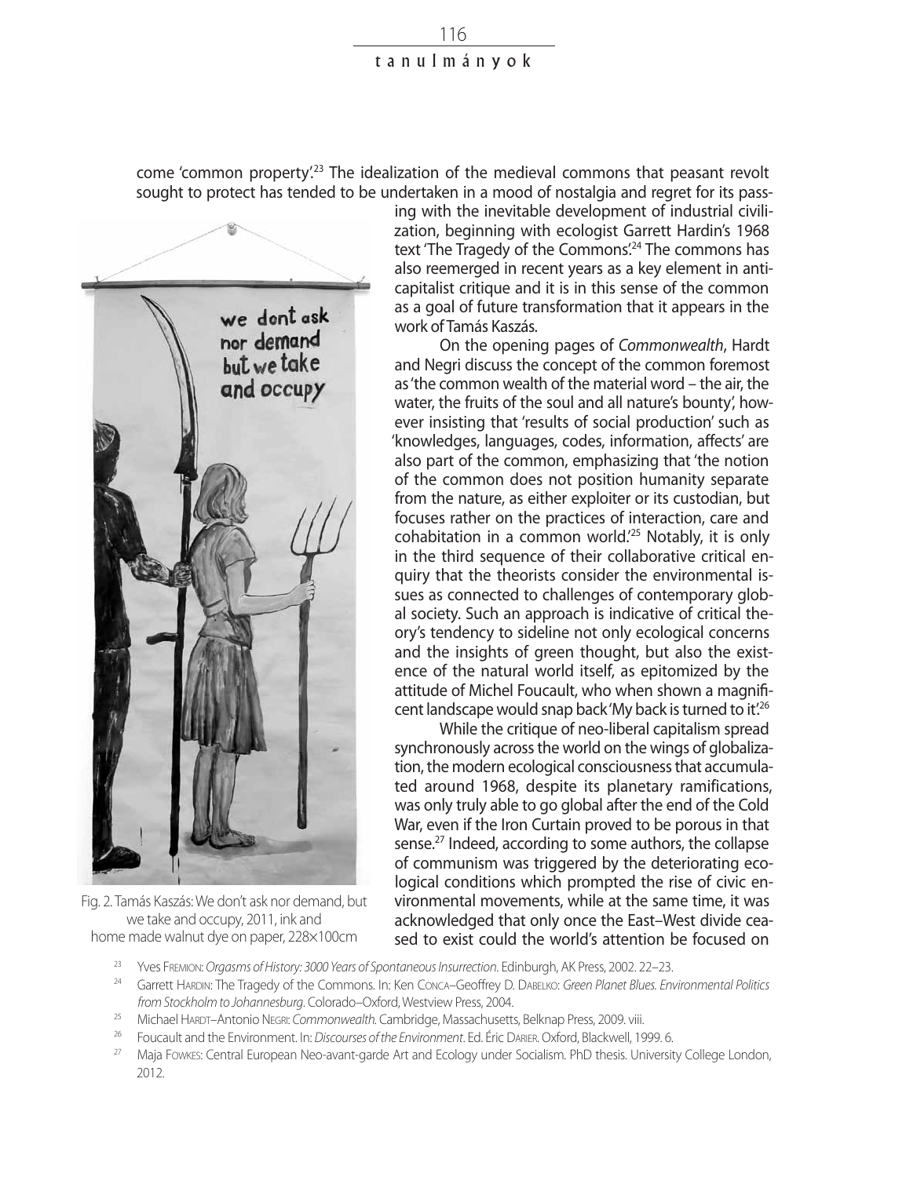come 'common property'.[23] The idealization of the medieval commons that peasant revolt sought to protect has tended to be undertaken in a mood of nostalgia and regret for its passing with the inevitable development of industrial civilization, beginning with ecologist Garrett Hardin's 1968 text 'The Tragedy of the Commons'.[24] The commons has also reemerged in recent years as a key element in anticapitalist critique and it is in this sense of the common as a goal of future transformation that it appears in the work of Tamás Kaszás.

Fig. 2. Tamás Kaszás: We don't ask nor demand, but we take and occupy, 2011, ink and home made walnut dye on paper, 228×100cm

On the opening pages of *Commonwealth*, Hardt and Negri discuss the concept of the common foremost as 'the common wealth of the material word – the air, the water, the fruits of the soul and all nature's bounty', however insisting that 'results of social production' such as 'knowledges, languages, codes, information, affects' are also part of the common, emphasizing that 'the notion of the common does not position humanity separate from the nature, as either exploiter or its custodian, but focuses rather on the practices of interaction, care and cohabitation in a common world.'[25] Notably, it is only in the third sequence of their collaborative critical enquiry that the theorists consider the environmental issues as connected to challenges of contemporary global society. Such an approach is indicative of critical theory's tendency to sideline not only ecological concerns and the insights of green thought, but also the existence of the natural world itself, as epitomized by the attitude of Michel Foucault, who when shown a magnificent landscape would snap back 'My back is turned to it'.[26]

While the critique of neo-liberal capitalism spread synchronously across the world on the wings of globalization, the modern ecological consciousness that accumulated around 1968, despite its planetary ramifications, was only truly able to go global after the end of the Cold War, even if the Iron Curtain proved to be porous in that sense.[27] Indeed, according to some authors, the collapse of communism was triggered by the deteriorating ecological conditions which prompted the rise of civic environmental movements, while at the same time, it was acknowledged that only once the East–West divide ceased to exist could the world's attention be focused on

[23] Yves Fremion: *Orgasms of History: 3000 Years of Spontaneous Insurrection*. Edinburgh, AK Press, 2002. 22–23.

[24] Garrett Hardin: The Tragedy of the Commons. In: Ken Conca–Geoffrey D. Dabelko: *Green Planet Blues. Environmental Politics from Stockholm to Johannesburg*. Colorado–Oxford, Westview Press, 2004.

[25] Michael Hardt–Antonio Negri: *Commonwealth*. Cambridge, Massachusetts, Belknap Press, 2009. viii.

[26] Foucault and the Environment. In: *Discourses of the Environment*. Ed. Éric Darier. Oxford, Blackwell, 1999. 6.

[27] Maja Fowkes: Central European Neo-avant-garde Art and Ecology under Socialism. PhD thesis. University College London, 2012.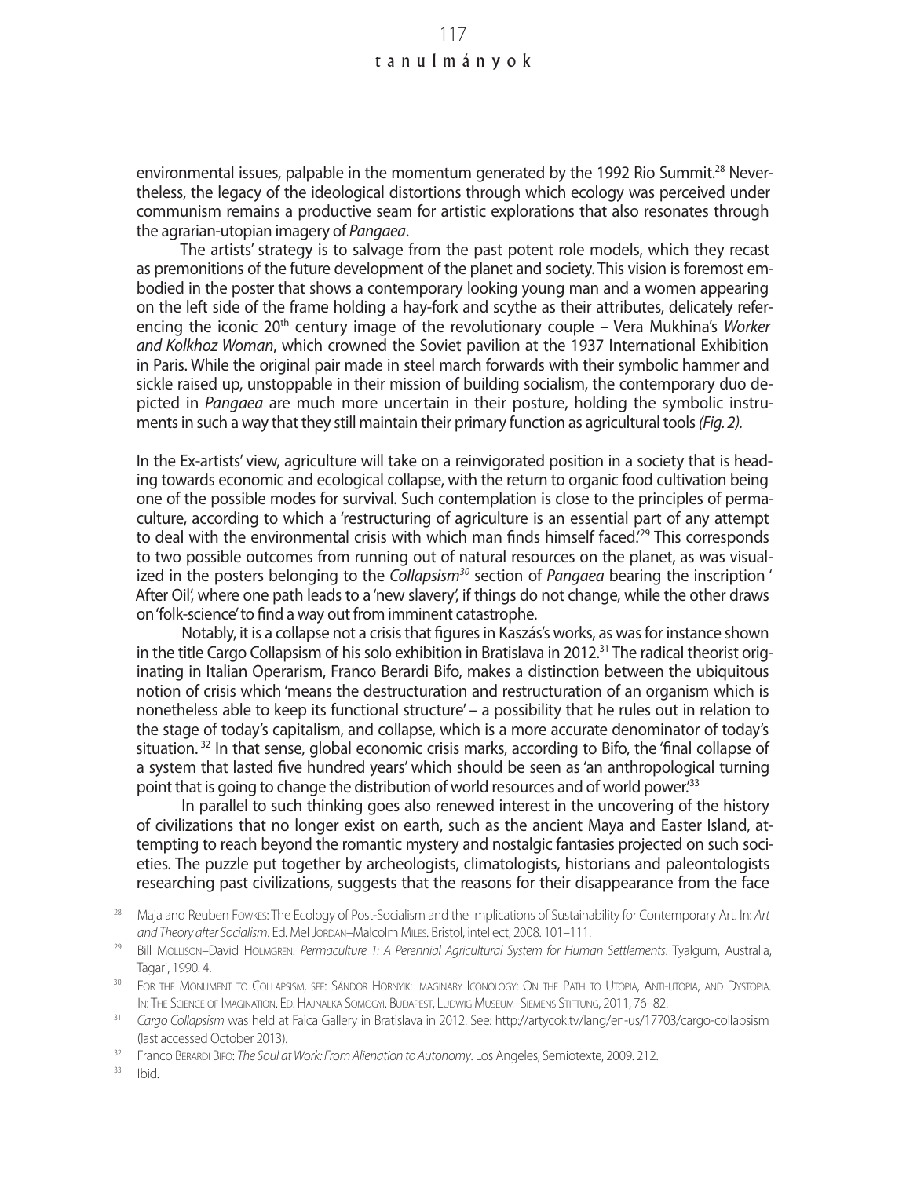environmental issues, palpable in the momentum generated by the 1992 Rio Summit.[28] Nevertheless, the legacy of the ideological distortions through which ecology was perceived under communism remains a productive seam for artistic explorations that also resonates through the agrarian-utopian imagery of *Pangaea*.

The artists' strategy is to salvage from the past potent role models, which they recast as premonitions of the future development of the planet and society. This vision is foremost embodied in the poster that shows a contemporary looking young man and a women appearing on the left side of the frame holding a hay-fork and scythe as their attributes, delicately referencing the iconic 20th century image of the revolutionary couple – Vera Mukhina's *Worker and Kolkhoz Woman*, which crowned the Soviet pavilion at the 1937 International Exhibition in Paris. While the original pair made in steel march forwards with their symbolic hammer and sickle raised up, unstoppable in their mission of building socialism, the contemporary duo depicted in *Pangaea* are much more uncertain in their posture, holding the symbolic instruments in such a way that they still maintain their primary function as agricultural tools *(Fig. 2)*.

In the Ex-artists' view, agriculture will take on a reinvigorated position in a society that is heading towards economic and ecological collapse, with the return to organic food cultivation being one of the possible modes for survival. Such contemplation is close to the principles of permaculture, according to which a 'restructuring of agriculture is an essential part of any attempt to deal with the environmental crisis with which man finds himself faced.'[29] This corresponds to two possible outcomes from running out of natural resources on the planet, as was visualized in the posters belonging to the *Collapsism*[30] section of *Pangaea* bearing the inscription ' After Oil', where one path leads to a 'new slavery', if things do not change, while the other draws on 'folk-science' to find a way out from imminent catastrophe.

Notably, it is a collapse not a crisis that figures in Kaszás's works, as was for instance shown in the title Cargo Collapsism of his solo exhibition in Bratislava in 2012.[31] The radical theorist originating in Italian Operarism, Franco Berardi Bifo, makes a distinction between the ubiquitous notion of crisis which 'means the destructuration and restructuration of an organism which is nonetheless able to keep its functional structure' – a possibility that he rules out in relation to the stage of today's capitalism, and collapse, which is a more accurate denominator of today's situation. [32] In that sense, global economic crisis marks, according to Bifo, the 'final collapse of a system that lasted five hundred years' which should be seen as 'an anthropological turning point that is going to change the distribution of world resources and of world power.'[33]

In parallel to such thinking goes also renewed interest in the uncovering of the history of civilizations that no longer exist on earth, such as the ancient Maya and Easter Island, attempting to reach beyond the romantic mystery and nostalgic fantasies projected on such societies. The puzzle put together by archeologists, climatologists, historians and paleontologists researching past civilizations, suggests that the reasons for their disappearance from the face

[28] Maja and Reuben Fowkes: The Ecology of Post-Socialism and the Implications of Sustainability for Contemporary Art. In: *Art and Theory after Socialism*. Ed. Mel Jordan–Malcolm Miles. Bristol, intellect, 2008. 101–111.

[29] Bill Mollison–David Holmgren: *Permaculture 1: A Perennial Agricultural System for Human Settlements*. Tyalgum, Australia, Tagari, 1990. 4.

[30] For the Monument to Collapsism, see: Sándor Hornyik: Imaginary Iconology: On the Path to Utopia, Anti-utopia, and Dystopia. In: The Science of Imagination. Ed. Hajnalka Somogyi. Budapest, Ludwig Museum–Siemens Stiftung, 2011, 76–82.

[31] *Cargo Collapsism* was held at Faica Gallery in Bratislava in 2012. See: http://artycok.tv/lang/en-us/17703/cargo-collapsism (last accessed October 2013).

[32] Franco Berardi Bifo: *The Soul at Work: From Alienation to Autonomy*. Los Angeles, Semiotexte, 2009. 212.

[33] Ibid.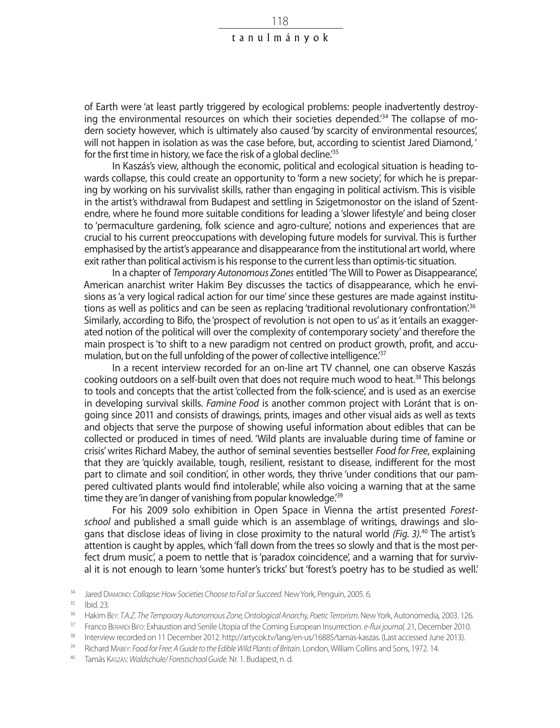of Earth were 'at least partly triggered by ecological problems: people inadvertently destroying the environmental resources on which their societies depended.'[34] The collapse of modern society however, which is ultimately also caused 'by scarcity of environmental resources', will not happen in isolation as was the case before, but, according to scientist Jared Diamond, ' for the first time in history, we face the risk of a global decline.'[35]

In Kaszás's view, although the economic, political and ecological situation is heading towards collapse, this could create an opportunity to 'form a new society', for which he is preparing by working on his survivalist skills, rather than engaging in political activism. This is visible in the artist's withdrawal from Budapest and settling in Szigetmonostor on the island of Szentendre, where he found more suitable conditions for leading a 'slower lifestyle' and being closer to 'permaculture gardening, folk science and agro-culture', notions and experiences that are crucial to his current preoccupations with developing future models for survival. This is further emphasised by the artist's appearance and disappearance from the institutional art world, where exit rather than political activism is his response to the current less than optimis-tic situation.

In a chapter of *Temporary Autonomous Zones* entitled 'The Will to Power as Disappearance', American anarchist writer Hakim Bey discusses the tactics of disappearance, which he envisions as 'a very logical radical action for our time' since these gestures are made against institutions as well as politics and can be seen as replacing 'traditional revolutionary confrontation'.[36] Similarly, according to Bifo, the 'prospect of revolution is not open to us' as it 'entails an exaggerated notion of the political will over the complexity of contemporary society' and therefore the main prospect is 'to shift to a new paradigm not centred on product growth, profit, and accumulation, but on the full unfolding of the power of collective intelligence.'[37]

In a recent interview recorded for an on-line art TV channel, one can observe Kaszás cooking outdoors on a self-built oven that does not require much wood to heat.[38] This belongs to tools and concepts that the artist 'collected from the folk-science', and is used as an exercise in developing survival skills. *Famine Food* is another common project with Loránt that is ongoing since 2011 and consists of drawings, prints, images and other visual aids as well as texts and objects that serve the purpose of showing useful information about edibles that can be collected or produced in times of need. 'Wild plants are invaluable during time of famine or crisis' writes Richard Mabey, the author of seminal seventies bestseller *Food for Free*, explaining that they are 'quickly available, tough, resilient, resistant to disease, indifferent for the most part to climate and soil condition', in other words, they thrive 'under conditions that our pampered cultivated plants would find intolerable', while also voicing a warning that at the same time they are 'in danger of vanishing from popular knowledge.'[39]

For his 2009 solo exhibition in Open Space in Vienna the artist presented *Forestschool* and published a small guide which is an assemblage of writings, drawings and slogans that disclose ideas of living in close proximity to the natural world *(Fig. 3)*.[40] The artist's attention is caught by apples, which 'fall down from the trees so slowly and that is the most perfect drum music', a poem to nettle that is 'paradox coincidence', and a warning that for survival it is not enough to learn 'some hunter's tricks' but 'forest's poetry has to be studied as well.'

[34] Jared Diamond: *Collapse: How Societies Choose to Fail or Succeed*. New York, Penguin, 2005. 6.

[35] Ibid. 23.

[36] Hakim Bey: *T.A.Z. The Temporary Autonomous Zone, Ontological Anarchy, Poetic Terrorism*. New York, Autonomedia, 2003. 126.

[37] Franco Berardi Bifo: Exhaustion and Senile Utopia of the Coming European Insurrection. *e-flux journal*, 21, December 2010.

[38] Interview recorded on 11 December 2012. http://artycok.tv/lang/en-us/16885/tamas-kaszas. (Last accessed June 2013).

[39] Richard Mabey: *Food for Free: A Guide to the Edible Wild Plants of Britain*. London, William Collins and Sons, 1972. 14.

[40] Tamás Kaszás: *Waldschule/ Forestschool Guide*. Nr. 1. Budapest, n. d.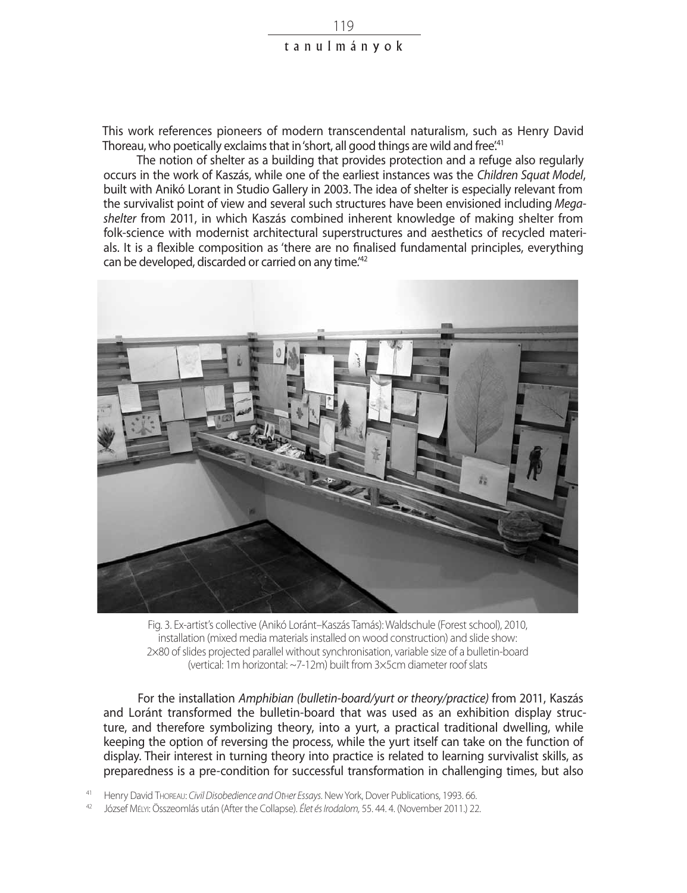This work references pioneers of modern transcendental naturalism, such as Henry David Thoreau, who poetically exclaims that in 'short, all good things are wild and free.'[41]

The notion of shelter as a building that provides protection and a refuge also regularly occurs in the work of Kaszás, while one of the earliest instances was the *Children Squat Model*, built with Anikó Lorant in Studio Gallery in 2003. The idea of shelter is especially relevant from the survivalist point of view and several such structures have been envisioned including *Mega-shelter* from 2011, in which Kaszás combined inherent knowledge of making shelter from folk-science with modernist architectural superstructures and aesthetics of recycled materials. It is a flexible composition as 'there are no finalised fundamental principles, everything can be developed, discarded or carried on any time.'[42]

Fig. 3. Ex-artist's collective (Anikó Loránt–Kaszás Tamás): Waldschule (Forest school), 2010, installation (mixed media materials installed on wood construction) and slide show: 2×80 of slides projected parallel without synchronisation, variable size of a bulletin-board (vertical: 1m horizontal: ~7-12m) built from 3×5cm diameter roof slats

For the installation *Amphibian (bulletin-board/yurt or theory/practice)* from 2011, Kaszás and Loránt transformed the bulletin-board that was used as an exhibition display structure, and therefore symbolizing theory, into a yurt, a practical traditional dwelling, while keeping the option of reversing the process, while the yurt itself can take on the function of display. Their interest in turning theory into practice is related to learning survivalist skills, as preparedness is a pre-condition for successful transformation in challenging times, but also

[41] Henry David Thoreau: *Civil Disobedience and Other Essays*. New York, Dover Publications, 1993. 66.

[42] József Mélyi: Összeomlás után (After the Collapse). *Élet és Irodalom*, 55. 44. 4. (November 2011.) 22.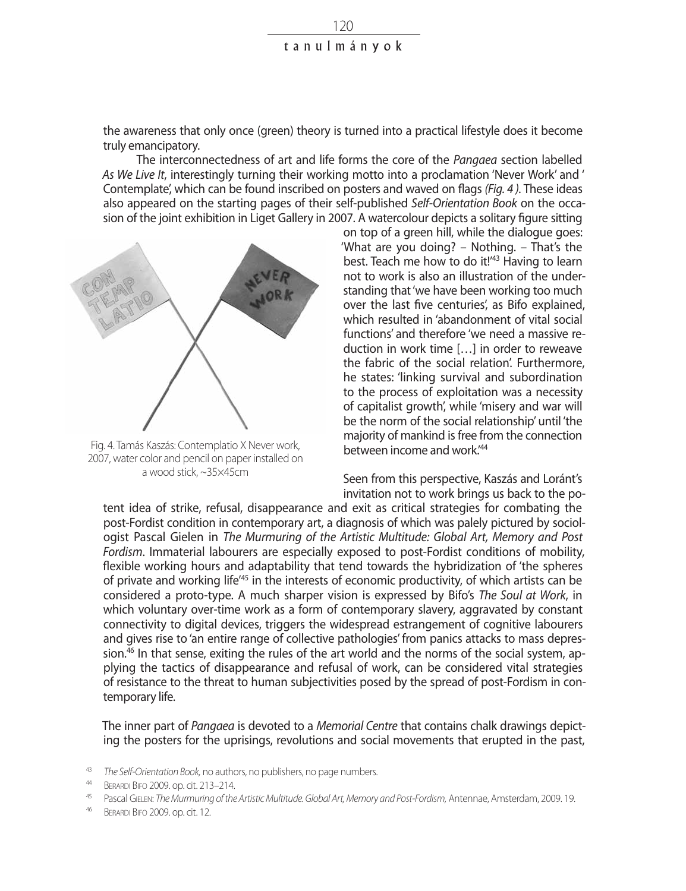the awareness that only once (green) theory is turned into a practical lifestyle does it become truly emancipatory.

The interconnectedness of art and life forms the core of the *Pangaea* section labelled *As We Live It*, interestingly turning their working motto into a proclamation 'Never Work' and ' Contemplate', which can be found inscribed on posters and waved on flags *(Fig. 4 )*. These ideas also appeared on the starting pages of their self-published *Self-Orientation Book* on the occasion of the joint exhibition in Liget Gallery in 2007. A watercolour depicts a solitary figure sitting on top of a green hill, while the dialogue goes: 'What are you doing? – Nothing. – That's the best. Teach me how to do it!'[43] Having to learn not to work is also an illustration of the understanding that 'we have been working too much over the last five centuries', as Bifo explained, which resulted in 'abandonment of vital social functions' and therefore 'we need a massive reduction in work time […] in order to reweave the fabric of the social relation'. Furthermore, he states: 'linking survival and subordination to the process of exploitation was a necessity of capitalist growth', while 'misery and war will be the norm of the social relationship' until 'the majority of mankind is free from the connection between income and work.'[44]

Fig. 4. Tamás Kaszás: Contemplatio X Never work, 2007, water color and pencil on paper installed on a wood stick, ~35×45cm

Seen from this perspective, Kaszás and Loránt's invitation not to work brings us back to the potent idea of strike, refusal, disappearance and exit as critical strategies for combating the post-Fordist condition in contemporary art, a diagnosis of which was palely pictured by sociologist Pascal Gielen in *The Murmuring of the Artistic Multitude: Global Art, Memory and Post Fordism*. Immaterial labourers are especially exposed to post-Fordist conditions of mobility, flexible working hours and adaptability that tend towards the hybridization of 'the spheres of private and working life'[45] in the interests of economic productivity, of which artists can be considered a proto-type. A much sharper vision is expressed by Bifo's *The Soul at Work*, in which voluntary over-time work as a form of contemporary slavery, aggravated by constant connectivity to digital devices, triggers the widespread estrangement of cognitive labourers and gives rise to 'an entire range of collective pathologies' from panics attacks to mass depression.[46] In that sense, exiting the rules of the art world and the norms of the social system, applying the tactics of disappearance and refusal of work, can be considered vital strategies of resistance to the threat to human subjectivities posed by the spread of post-Fordism in contemporary life.

The inner part of *Pangaea* is devoted to a *Memorial Centre* that contains chalk drawings depicting the posters for the uprisings, revolutions and social movements that erupted in the past,

[43] *The Self-Orientation Book,* no authors, no publishers, no page numbers.

[44] Berardi Bifo 2009. op. cit. 213–214.

[45] Pascal Gielen: *The Murmuring of the Artistic Multitude. Global Art, Memory and Post-Fordism,* Antennae, Amsterdam, 2009. 19.

[46] Berardi Bifo 2009. op. cit. 12.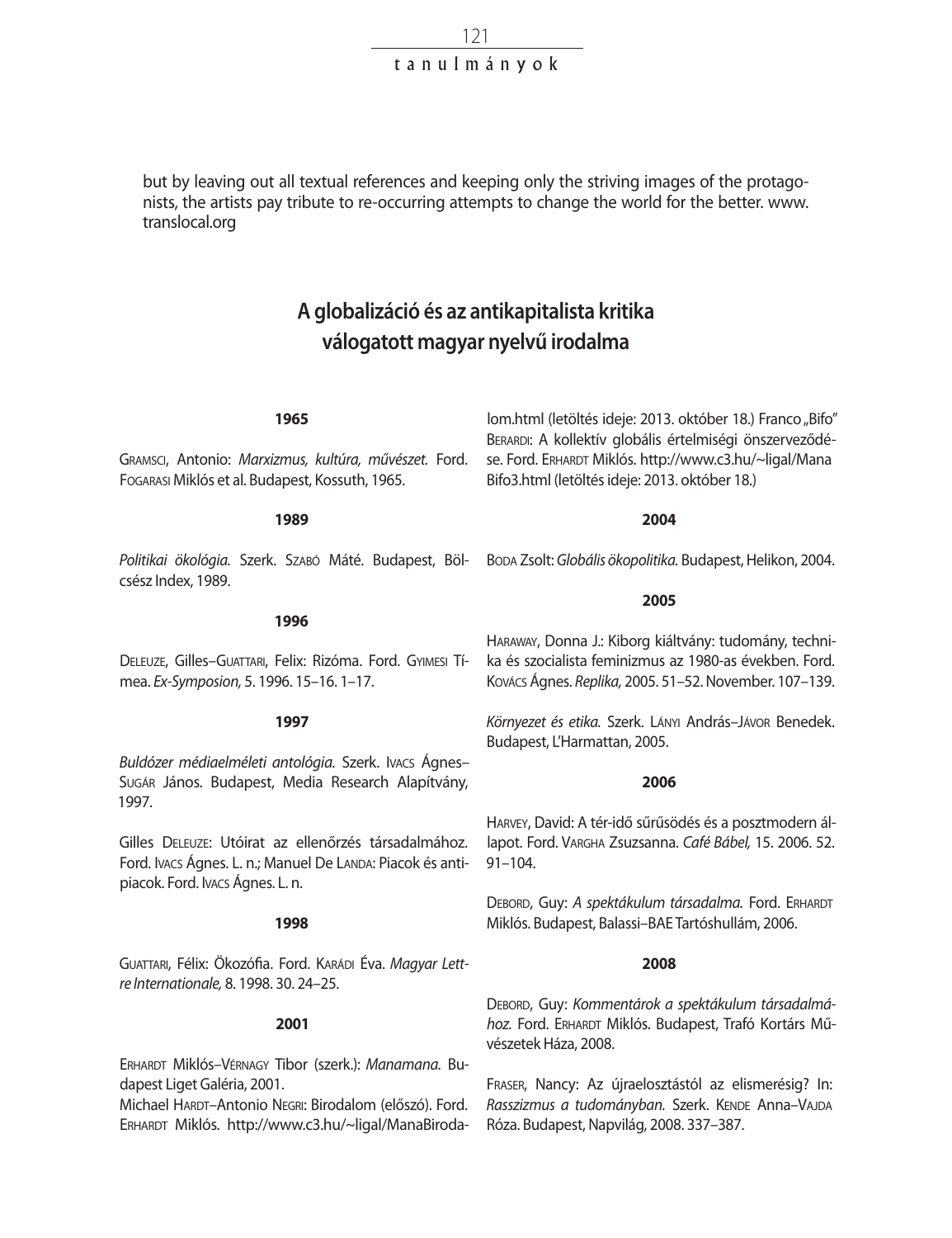but by leaving out all textual references and keeping only the striving images of the protagonists, the artists pay tribute to re-occurring attempts to change the world for the better. www.translocal.org

## A globalizáció és az antikapitalista kritika válogatott magyar nyelvű irodalma

**1965**

Gramsci, Antonio: *Marxizmus, kultúra, művészet.* Ford. Fogarasi Miklós et al. Budapest, Kossuth, 1965.

**1989**

*Politikai ökológia.* Szerk. Szabó Máté. Budapest, Bölcsész Index, 1989.

**1996**

Deleuze, Gilles–Guattari, Felix: Rizóma. Ford. Gyimesi Tímea. *Ex-Symposion,* 5. 1996. 15–16. 1–17.

**1997**

*Buldózer médiaelméleti antológia.* Szerk. Ivacs Ágnes–Sugár János. Budapest, Media Research Alapítvány, 1997.

Gilles Deleuze: Utóirat az ellenőrzés társadalmához. Ford. Ivacs Ágnes. L. n.; Manuel De Landa: Piacok és antipiacok. Ford. Ivacs Ágnes. L. n.

**1998**

Guattari, Félix: Ökozófia. Ford. Karádi Éva. *Magyar Lettre Internationale,* 8. 1998. 30. 24–25.

**2001**

Erhardt Miklós–Vérnagy Tibor (szerk.): *Manamana.* Budapest Liget Galéria, 2001.
Michael Hardt–Antonio Negri: Birodalom (előszó). Ford. Erhardt Miklós. http://www.c3.hu/~ligal/ManaBirodalom.html (letöltés ideje: 2013. október 18.) Franco „Bifo" Berardi: A kollektív globális értelmiségi önszerveződése. Ford. Erhardt Miklós. http://www.c3.hu/~ligal/ManaBifo3.html (letöltés ideje: 2013. október 18.)

**2004**

Boda Zsolt: *Globális ökopolitika.* Budapest, Helikon, 2004.

**2005**

Haraway, Donna J.: Kiborg kiáltvány: tudomány, technika és szocialista feminizmus az 1980-as években. Ford. Kovács Ágnes. *Replika,* 2005. 51–52. November. 107–139.

*Környezet és etika.* Szerk. Lányi András–Jávor Benedek. Budapest, L'Harmattan, 2005.

**2006**

Harvey, David: A tér-idő sűrűsödés és a posztmodern állapot. Ford. Vargha Zsuzsanna. *Café Bábel,* 15. 2006. 52. 91–104.

Debord, Guy: *A spektákulum társadalma.* Ford. Erhardt Miklós. Budapest, Balassi–BAE Tartóshullám, 2006.

**2008**

Debord, Guy: *Kommentárok a spektákulum társadalmához.* Ford. Erhardt Miklós. Budapest, Trafó Kortárs Művészetek Háza, 2008.

Fraser, Nancy: Az újraelosztástól az elismerésig? In: *Rasszizmus a tudományban.* Szerk. Kende Anna–Vajda Róza. Budapest, Napvilág, 2008. 337–387.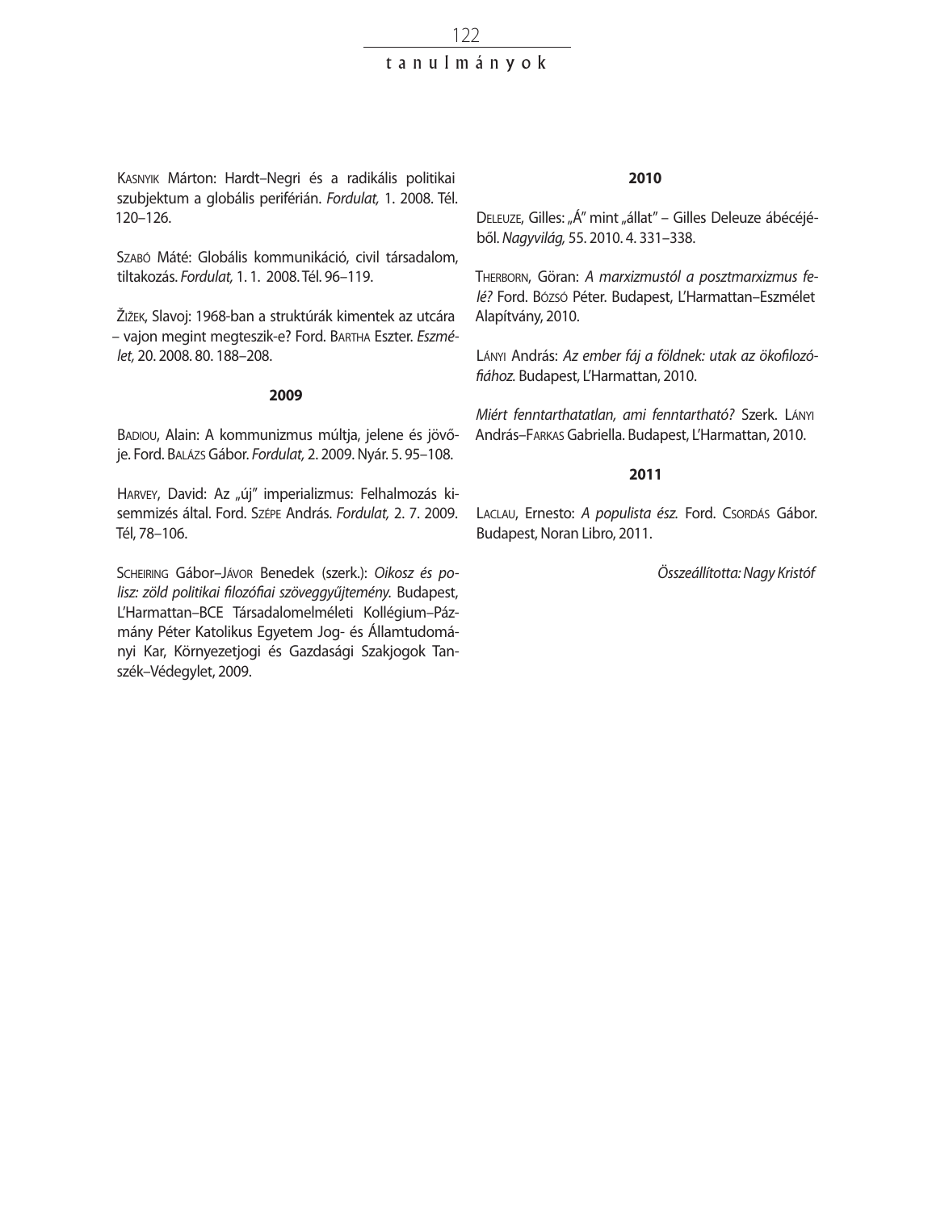KASNYIK Márton: Hardt–Negri és a radikális politikai szubjektum a globális periférián. *Fordulat,* 1. 2008. Tél. 120–126.

SZABÓ Máté: Globális kommunikáció, civil társadalom, tiltakozás. *Fordulat,* 1. 1. 2008. Tél. 96–119.

ŽIŽEK, Slavoj: 1968-ban a struktúrák kimentek az utcára – vajon megint megteszik-e? Ford. BARTHA Eszter. *Eszmélet,* 20. 2008. 80. 188–208.

**2009**

BADIOU, Alain: A kommunizmus múltja, jelene és jövője. Ford. BALÁZS Gábor. *Fordulat,* 2. 2009. Nyár. 5. 95–108.

HARVEY, David: Az „új" imperializmus: Felhalmozás kisemmizés által. Ford. SZÉPE András. *Fordulat,* 2. 7. 2009. Tél, 78–106.

SCHEIRING Gábor–JÁVOR Benedek (szerk.): *Oikosz és polisz: zöld politikai filozófiai szöveggyűjtemény.* Budapest, L'Harmattan–BCE Társadalomelméleti Kollégium–Pázmány Péter Katolikus Egyetem Jog- és Államtudományi Kar, Környezetjogi és Gazdasági Szakjogok Tanszék–Védegylet, 2009.

**2010**

DELEUZE, Gilles: „Á" mint „állat" – Gilles Deleuze ábécéjéből. *Nagyvilág,* 55. 2010. 4. 331–338.

THERBORN, Göran: *A marxizmustól a posztmarxizmus felé?* Ford. BÓZSÓ Péter. Budapest, L'Harmattan–Eszmélet Alapítvány, 2010.

LÁNYI András: *Az ember fáj a földnek: utak az ökofilozófiához.* Budapest, L'Harmattan, 2010.

*Miért fenntarthatatlan, ami fenntartható?* Szerk. LÁNYI András–FARKAS Gabriella. Budapest, L'Harmattan, 2010.

**2011**

LACLAU, Ernesto: *A populista ész.* Ford. CSORDÁS Gábor. Budapest, Noran Libro, 2011.

*Összeállította: Nagy Kristóf*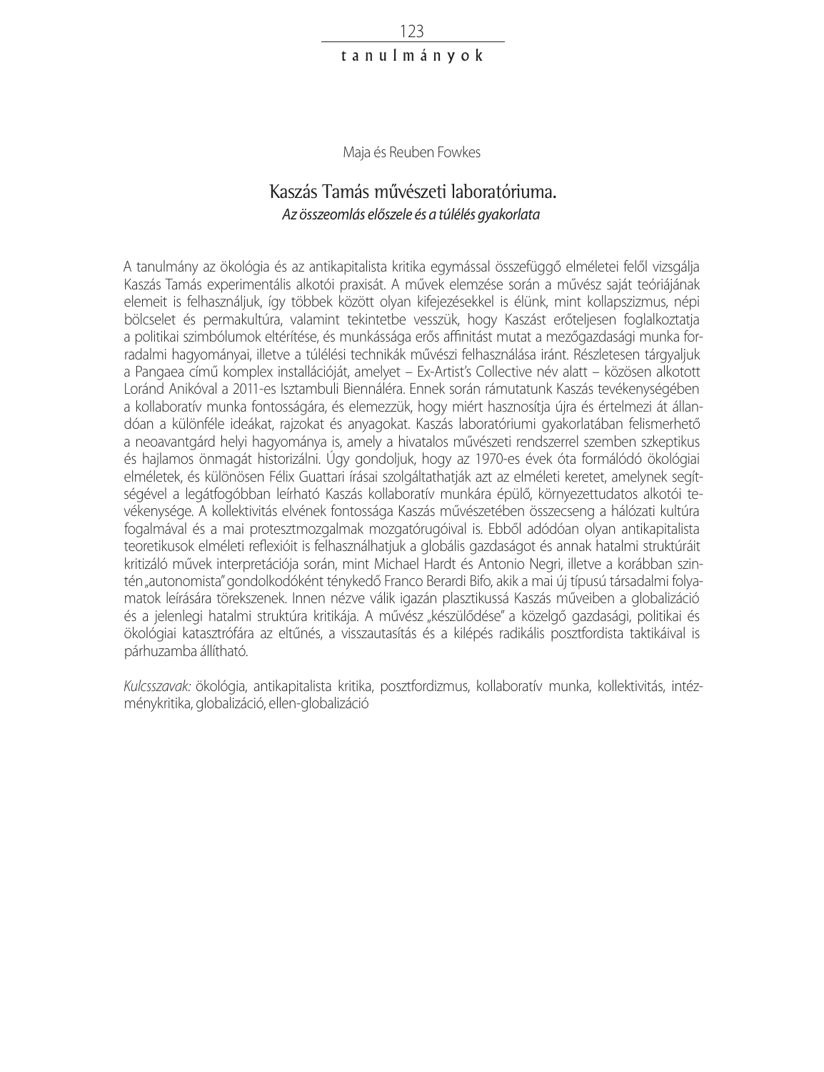Maja és Reuben Fowkes

# Kaszás Tamás művészeti laboratóriuma.

## *Az összeomlás előszele és a túlélés gyakorlata*

A tanulmány az ökológia és az antikapitalista kritika egymással összefüggő elméletei felől vizsgálja Kaszás Tamás experimentális alkotói praxisát. A művek elemzése során a művész saját teóriájának elemeit is felhasználjuk, így többek között olyan kifejezésekkel is élünk, mint kollapszizmus, népi bölcselet és permakultúra, valamint tekintetbe vesszük, hogy Kaszást erőteljesen foglalkoztatja a politikai szimbólumok eltérítése, és munkássága erős affinitást mutat a mezőgazdasági munka forradalmi hagyományai, illetve a túlélési technikák művészi felhasználása iránt. Részletesen tárgyaljuk a Pangaea című komplex installációját, amelyet – Ex-Artist's Collective név alatt – közösen alkotott Loránd Anikóval a 2011-es Isztambuli Biennáléra. Ennek során rámutatunk Kaszás tevékenységében a kollaboratív munka fontosságára, és elemezzük, hogy miért hasznosítja újra és értelmezi át állandóan a különféle ideákat, rajzokat és anyagokat. Kaszás laboratóriumi gyakorlatában felismerhető a neoavantgárd helyi hagyománya is, amely a hivatalos művészeti rendszerrel szemben szkeptikus és hajlamos önmagát historizálni. Úgy gondoljuk, hogy az 1970-es évek óta formálódó ökológiai elméletek, és különösen Félix Guattari írásai szolgáltathatják azt az elméleti keretet, amelynek segítségével a legátfogóbban leírható Kaszás kollaboratív munkára épülő, környezettudatos alkotói tevékenysége. A kollektivitás elvének fontossága Kaszás művészetében összecseng a hálózati kultúra fogalmával és a mai proteszt­mozgalmak mozgatórugóival is. Ebből adódóan olyan antikapitalista teoretikusok elméleti reflexióit is felhasználhatjuk a globális gazdaságot és annak hatalmi struktúráit kritizáló művek interpretációja során, mint Michael Hardt és Antonio Negri, illetve a korábban szintén „autonomista" gondolkodóként ténykedő Franco Berardi Bifo, akik a mai új típusú társadalmi folyamatok leírására törekszenek. Innen nézve válik igazán plasztikussá Kaszás műveiben a globalizáció és a jelenlegi hatalmi struktúra kritikája. A művész „készülődése" a közelgő gazdasági, politikai és ökológiai katasztrófára az eltűnés, a visszautasítás és a kilépés radikális posztfordista taktikáival is párhuzamba állítható.

*Kulcsszavak:* ökológia, antikapitalista kritika, posztfordizmus, kollaboratív munka, kollektivitás, intézménykritika, globalizáció, ellen-globalizáció